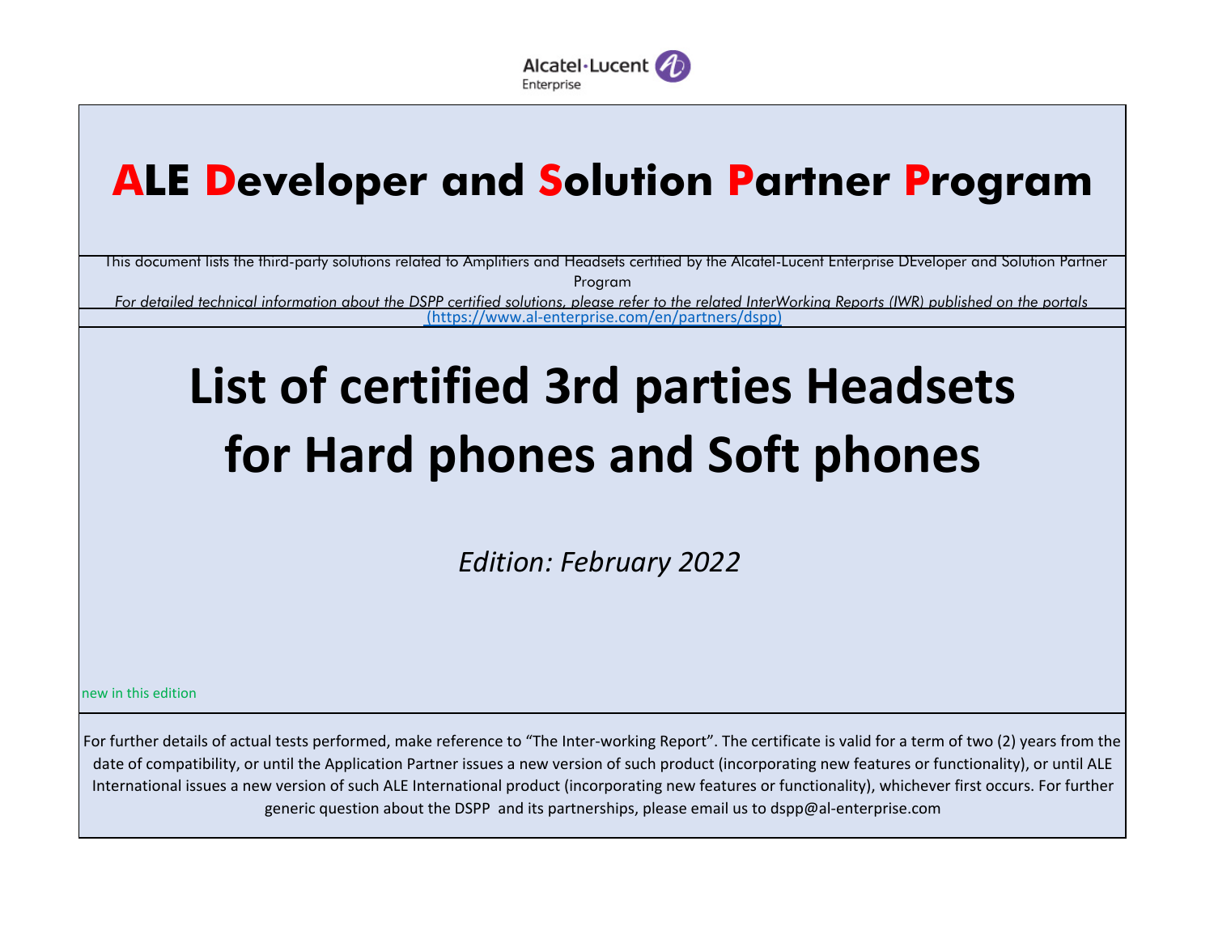Alcatel·Lucent Enterprise

# ALE Developer and Solution Partner Program

This document lists the third-party solutions related to Amplifiers and Headsets certified by the Alcatel-Lucent Enterprise DEveloper and Solution Partner Program

*For detailed technical information about the DSPP certified solutions, please refer to the related InterWorking Reports (IWR) published on the portals* (https://www.al-enterprise.com/en/partners/dspp)

# List of certified 3rd parties Headsets for Hard phones and Soft phones

*Edition: February 2022*

new in this edition

For further details of actual tests performed, make reference to "The Inter-working Report". The certificate is valid for a term of two (2) years from the date of compatibility, or until the Application Partner issues a new version of such product (incorporating new features or functionality), or until ALE International issues a new version of such ALE International product (incorporating new features or functionality), whichever first occurs. For further generic question about the DSPP and its partnerships, please email us to dspp@al-enterprise.com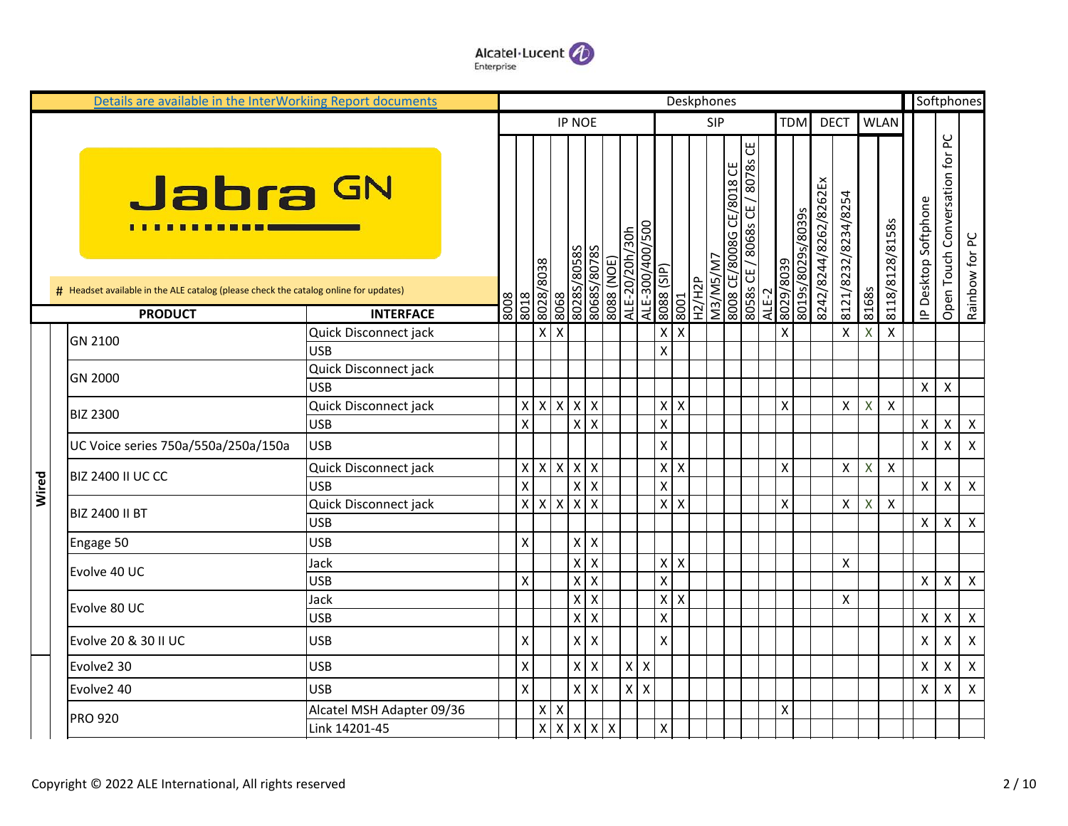[Details are available in the InterWorkiing Report documents]

# Jabra GN

\# Headset available in the ALE catalog (please check the catalog online for updates)

| | | | Deskphones | | | | | | | | | | | | | | | | | | | | | | Softphones | | |
|---|---|---|---|---|---|---|---|---|---|---|---|---|---|---|---|---|---|---|---|---|---|---|---|---|---|---|---|
| | | | IP NOE | | | | | | | | | SIP | | | | | | | TDM | | DECT | | WLAN | | | | |
| | **PRODUCT** | **INTERFACE** | 8008 | 8018 | 8028/8038 | 8068 | 8028S/8058S | 8068S/8078S | 8088 (NOE) | ALE-20/20h/30h | ALE-300/400/500 | 8088 (SIP) | 8001 | H2/H2P | M3/M5/M7 | 8008 CE/8008G CE/8018 CE | 8058s CE / 8068s CE / 8078s CE | ALE-2 | 8029/8039 | 8019s/8029s/8039s | 8242/8244/8262/8262Ex | 8121/8232/8234/8254 | 8168s | 8118/8128/8158s | IP Desktop Softphone | Open Touch Conversation for PC | Rainbow for PC |
| Wired | GN 2100 | Quick Disconnect jack | | | X | X | | | | | | X | X | | | | | | X | | | X | X | X | | | |
| | | USB | | | | | | | | | | X | | | | | | | | | | | | | | | |
| | GN 2000 | Quick Disconnect jack | | | | | | | | | | | | | | | | | | | | | | | | | |
| | | USB | | | | | | | | | | | | | | | | | | | | | | | X | X | |
| | BIZ 2300 | Quick Disconnect jack | | X | X | X | X | X | | | | X | X | | | | | | X | | | X | X | X | | | |
| | | USB | | X | | | X | X | | | | X | | | | | | | | | | | | | X | X | X |
| | UC Voice series 750a/550a/250a/150a | USB | | | | | | | | | | X | | | | | | | | | | | | | X | X | X |
| | BIZ 2400 II UC CC | Quick Disconnect jack | | X | X | X | X | X | | | | X | X | | | | | | X | | | X | X | X | | | |
| | | USB | | X | | | X | X | | | | X | | | | | | | | | | | | | X | X | X |
| | BIZ 2400 II BT | Quick Disconnect jack | | X | X | X | X | X | | | | X | X | | | | | | X | | | X | X | X | | | |
| | | USB | | | | | | | | | | | | | | | | | | | | | | | X | X | X |
| | Engage 50 | USB | | X | | | X | X | | | | | | | | | | | | | | | | | | | |
| | Evolve 40 UC | Jack | | | | | X | X | | | | X | X | | | | | | | | | X | | | | | |
| | | USB | | X | | | X | X | | | | X | | | | | | | | | | | | | X | X | X |
| | Evolve 80 UC | Jack | | | | | X | X | | | | X | X | | | | | | | | | X | | | | | |
| | | USB | | | | | X | X | | | | X | | | | | | | | | | | | | X | X | X |
| | Evolve 20 & 30 II UC | USB | | X | | | X | X | | | | X | | | | | | | | | | | | | X | X | X |
| | Evolve2 30 | USB | | X | | | X | X | | X | X | | | | | | | | | | | | | | X | X | X |
| | Evolve2 40 | USB | | X | | | X | X | | X | X | | | | | | | | | | | | | | X | X | X |
| | PRO 920 | Alcatel MSH Adapter 09/36 | | | X | X | | | | | | | | | | | | | X | | | | | | | | |
| | | Link 14201-45 | | | X | X | X | X | X | | | X | | | | | | | | | | | | | | | |

Copyright © 2022 ALE International, All rights reserved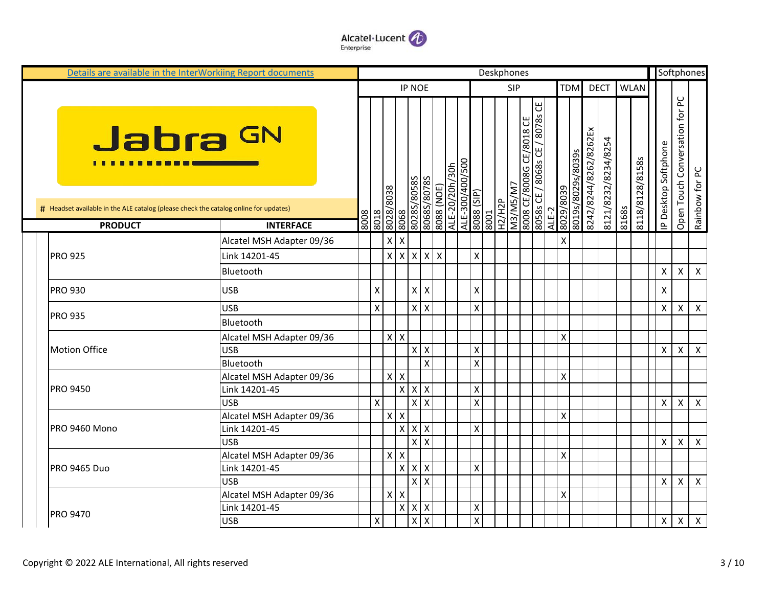Details are available in the InterWorkiing Report documents

Jabra GN

# Headset available in the ALE catalog (please check the catalog online for updates)

| PRODUCT | INTERFACE | Deskphones | | | | | | | | | | | | | | | | | | | | | | Softphones | | |
|---|---|---|---|---|---|---|---|---|---|---|---|---|---|---|---|---|---|---|---|---|---|---|---|---|---|---|
| | | IP NOE | | | | | | | | | SIP | | | | | | | TDM | | DECT | | WLAN | | | | |
| | | 8008 | 8018 | 8028/8038 | 8068 | 8028S/8058S | 8068S/8078S | 8088 (NOE) | ALE-20/20h/30h | ALE-300/400/500 | 8088 (SIP) | 8001 | H2/H2P | M3/M5/M7 | 8008 CE/8008G CE/8018 CE | 8058s CE / 8068s CE / 8078s CE | ALE-2 | 8029/8039 | 8019s/8029s/8039s | 8242/8244/8262/8262Ex | 8121/8232/8234/8254 | 8168s | 8118/8128/8158s | IP Desktop Softphone | Open Touch Conversation for PC | Rainbow for PC |
| PRO 925 | Alcatel MSH Adapter 09/36 | | | X | X | | | | | | | | | | | | | X | | | | | | | | |
| | Link 14201-45 | | | X | X | X | X | X | | | X | | | | | | | | | | | | | | | |
| | Bluetooth | | | | | | | | | | | | | | | | | | | | | | | X | X | X |
| PRO 930 | USB | | X | | | X | X | | | | X | | | | | | | | | | | | | X | | |
| PRO 935 | USB | | X | | | X | X | | | | X | | | | | | | | | | | | | X | X | X |
| | Bluetooth | | | | | | | | | | | | | | | | | | | | | | | | | |
| Motion Office | Alcatel MSH Adapter 09/36 | | | X | X | | | | | | | | | | | | | X | | | | | | | | |
| | USB | | | | | X | X | | | | X | | | | | | | | | | | | | X | X | X |
| | Bluetooth | | | | | | X | | | | X | | | | | | | | | | | | | | | |
| PRO 9450 | Alcatel MSH Adapter 09/36 | | | X | X | | | | | | | | | | | | | X | | | | | | | | |
| | Link 14201-45 | | | | X | X | X | | | | X | | | | | | | | | | | | | | | |
| | USB | | X | | | X | X | | | | X | | | | | | | | | | | | | X | X | X |
| PRO 9460 Mono | Alcatel MSH Adapter 09/36 | | | X | X | | | | | | | | | | | | | X | | | | | | | | |
| | Link 14201-45 | | | | X | X | X | | | | X | | | | | | | | | | | | | | | |
| | USB | | | | | X | X | | | | | | | | | | | | | | | | | X | X | X |
| PRO 9465 Duo | Alcatel MSH Adapter 09/36 | | | X | X | | | | | | | | | | | | | X | | | | | | | | |
| | Link 14201-45 | | | | X | X | X | | | | X | | | | | | | | | | | | | | | |
| | USB | | | | | X | X | | | | | | | | | | | | | | | | | X | X | X |
| PRO 9470 | Alcatel MSH Adapter 09/36 | | | X | X | | | | | | | | | | | | | X | | | | | | | | |
| | Link 14201-45 | | | | X | X | X | | | | X | | | | | | | | | | | | | | | |
| | USB | | X | | | X | X | | | | X | | | | | | | | | | | | | X | X | X |

Copyright © 2022 ALE International, All rights reserved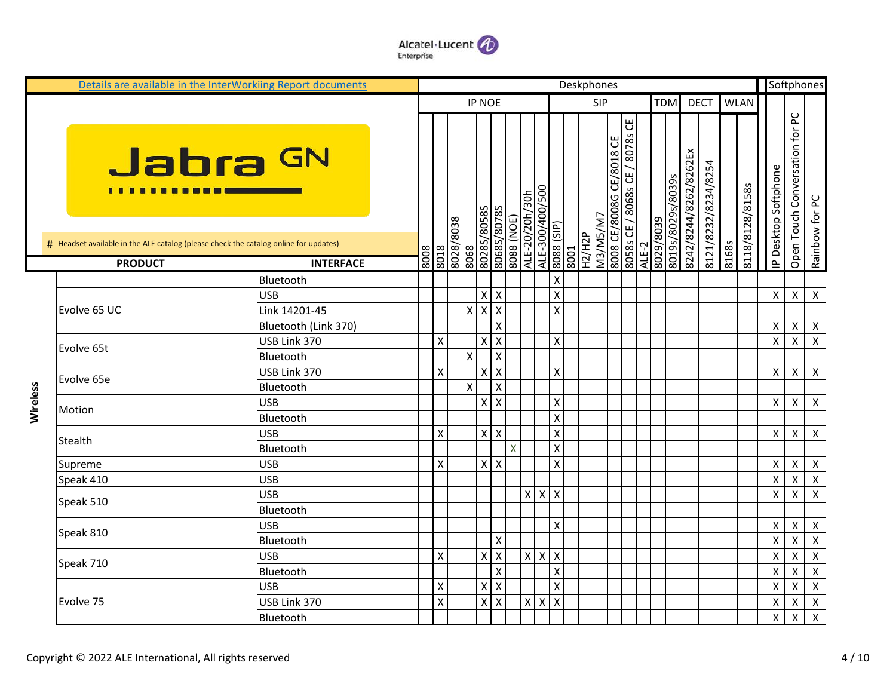Details are available in the InterWorkiing Report documents

Jabra GN

# Headset available in the ALE catalog (please check the catalog online for updates)

| | PRODUCT | INTERFACE | Deskphones | | | | | | | | | | | | | | | | | | | | | | | | Softphones | | |
|---|---|---|---|---|---|---|---|---|---|---|---|---|---|---|---|---|---|---|---|---|---|---|---|---|---|---|---|---|---|
| | | | IP NOE | | | | | | | | | SIP | | | | | | | TDM | | DECT | | WLAN | | | | | | |
| | | | 8008 | 8018 | 8028/8038 | 8068 | 8028S/8058S | 8068S/8078S | 8088 (NOE) | ALE-20/20h/30h | ALE-300/400/500 | 8088 (SIP) | 8001 | H2/H2P | M3/M5/M7 | 8008 CE/8008G CE/8018 CE | 8058s CE / 8068s CE / 8078s CE | ALE-2 | 8029/8039 | 8019s/8029s/8039s | 8242/8244/8262/8262Ex | 8121/8232/8234/8254 | 8168s | 8118/8128/8158s | | IP Desktop Softphone | Open Touch Conversation for PC | Rainbow for PC |
| Wireless | Evolve 65 UC | Bluetooth | | | | | | | | | | X | | | | | | | | | | | | | | | | |
| | | USB | | | | | X | X | | | | X | | | | | | | | | | | | | | X | X | X |
| | | Link 14201-45 | | | | X | X | X | | | | X | | | | | | | | | | | | | | | | |
| | | Bluetooth (Link 370) | | | | | | X | | | | | | | | | | | | | | | | | | X | X | X |
| | Evolve 65t | USB Link 370 | | X | | | X | X | | | | X | | | | | | | | | | | | | | X | X | X |
| | | Bluetooth | | | | X | | X | | | | | | | | | | | | | | | | | | | | |
| | Evolve 65e | USB Link 370 | | X | | | X | X | | | | X | | | | | | | | | | | | | | X | X | X |
| | | Bluetooth | | | | X | | X | | | | | | | | | | | | | | | | | | | | |
| | Motion | USB | | | | | X | X | | | | X | | | | | | | | | | | | | | X | X | X |
| | | Bluetooth | | | | | | | | | | X | | | | | | | | | | | | | | | | |
| | Stealth | USB | | X | | | X | X | | | | X | | | | | | | | | | | | | | X | X | X |
| | | Bluetooth | | | | | | | X | | | X | | | | | | | | | | | | | | | | |
| | Supreme | USB | | X | | | X | X | | | | X | | | | | | | | | | | | | | X | X | X |
| | Speak 410 | USB | | | | | | | | | | | | | | | | | | | | | | | | X | X | X |
| | Speak 510 | USB | | | | | | | | X | X | X | | | | | | | | | | | | | | X | X | X |
| | | Bluetooth | | | | | | | | | | | | | | | | | | | | | | | | | | |
| | Speak 810 | USB | | | | | | | | | | X | | | | | | | | | | | | | | X | X | X |
| | | Bluetooth | | | | | | X | | | | | | | | | | | | | | | | | | X | X | X |
| | Speak 710 | USB | | X | | | X | X | | X | X | X | | | | | | | | | | | | | | X | X | X |
| | | Bluetooth | | | | | | X | | | | X | | | | | | | | | | | | | | X | X | X |
| | Evolve 75 | USB | | X | | | X | X | | | | X | | | | | | | | | | | | | | X | X | X |
| | | USB Link 370 | | X | | | X | X | | X | X | X | | | | | | | | | | | | | | X | X | X |
| | | Bluetooth | | | | | | | | | | | | | | | | | | | | | | | | X | X | X |

Copyright © 2022 ALE International, All rights reserved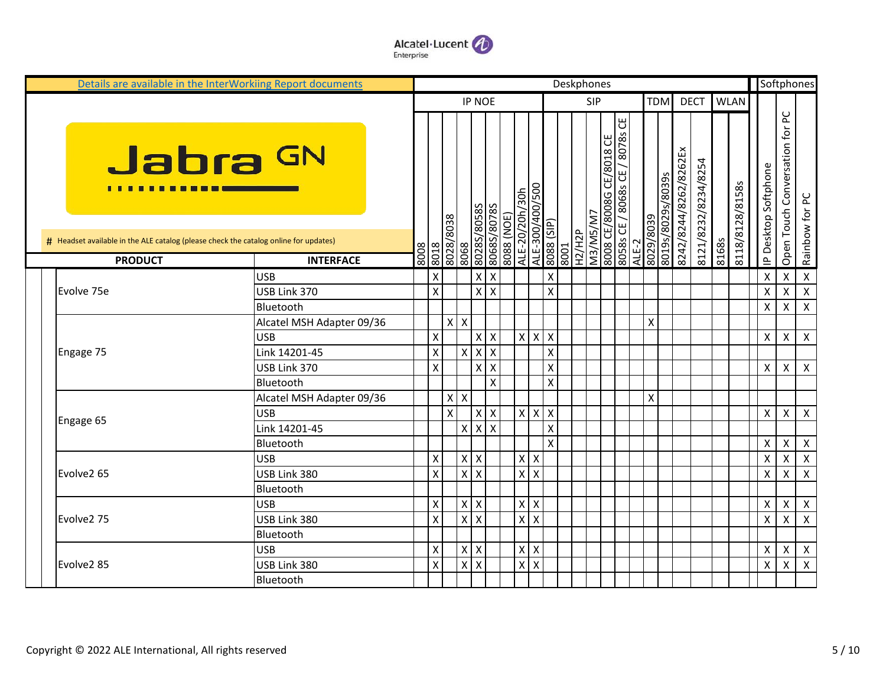Details are available in the InterWorkiing Report documents

# Headset available in the ALE catalog (please check the catalog online for updates)

| PRODUCT | INTERFACE | Deskphones | | | | | | | | | | | | | | | | | | | | | | | Softphones | | |
|---|---|---|---|---|---|---|---|---|---|---|---|---|---|---|---|---|---|---|---|---|---|---|---|---|---|---|---|
| | | IP NOE | | | | | | | | | SIP | | | | | | TDM | | DECT | | WLAN | | | | | | |
| | | 8008 | 8018 | 8028/8038 | 8068 | 8028S/8058S | 8068S/8078S | 8088 (NOE) | ALE-20/20h/30h | ALE-300/400/500 | 8088 (SIP) | 8001 | H2/H2P | M3/M5/M7 | 8008 CE/8008G CE/8018 CE | 8058s CE / 8068s CE / 8078s CE | ALE-2 | 8029/8039 | 8019s/8029s/8039s | 8242/8244/8262/8262Ex | 8121/8232/8234/8254 | 8168s | 8118/8128/8158s | | IP Desktop Softphone | Open Touch Conversation for PC | Rainbow for PC |
| Evolve 75e | USB | | X | | | X | X | | | | X | | | | | | | | | | | | | | X | X | X |
| | USB Link 370 | | X | | | X | X | | | | X | | | | | | | | | | | | | | X | X | X |
| | Bluetooth | | | | | | | | | | | | | | | | | | | | | | | | X | X | X |
| Engage 75 | Alcatel MSH Adapter 09/36 | | | X | X | | | | | | | | | | | | | X | | | | | | | | | |
| | USB | | X | | | X | X | | X | X | X | | | | | | | | | | | | | | X | X | X |
| | Link 14201-45 | | X | | X | X | X | | | | X | | | | | | | | | | | | | | | | |
| | USB Link 370 | | X | | | X | X | | | | X | | | | | | | | | | | | | | X | X | X |
| | Bluetooth | | | | | | X | | | | X | | | | | | | | | | | | | | | | |
| Engage 65 | Alcatel MSH Adapter 09/36 | | | X | X | | | | | | | | | | | | | X | | | | | | | | | |
| | USB | | | X | | X | X | | X | X | X | | | | | | | | | | | | | | X | X | X |
| | Link 14201-45 | | | | X | X | X | | | | X | | | | | | | | | | | | | | | | |
| | Bluetooth | | | | | | | | | | X | | | | | | | | | | | | | | X | X | X |
| Evolve2 65 | USB | | X | | X | X | | | X | X | | | | | | | | | | | | | | | X | X | X |
| | USB Link 380 | | X | | X | X | | | X | X | | | | | | | | | | | | | | | X | X | X |
| | Bluetooth | | | | | | | | | | | | | | | | | | | | | | | | | | |
| Evolve2 75 | USB | | X | | X | X | | | X | X | | | | | | | | | | | | | | | X | X | X |
| | USB Link 380 | | X | | X | X | | | X | X | | | | | | | | | | | | | | | X | X | X |
| | Bluetooth | | | | | | | | | | | | | | | | | | | | | | | | | | |
| Evolve2 85 | USB | | X | | X | X | | | X | X | | | | | | | | | | | | | | | X | X | X |
| | USB Link 380 | | X | | X | X | | | X | X | | | | | | | | | | | | | | | X | X | X |
| | Bluetooth | | | | | | | | | | | | | | | | | | | | | | | | | | |

Copyright © 2022 ALE International, All rights reserved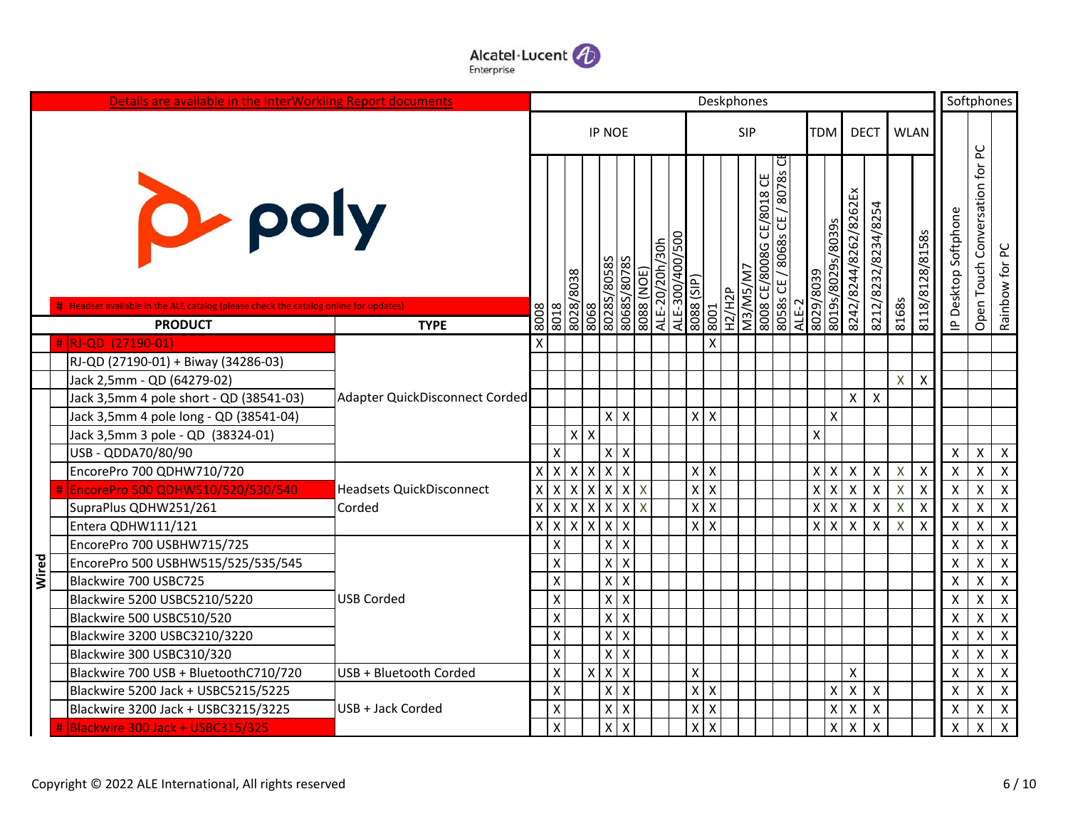Details are available in the InterWorkiing Report documents

# Headset available in the ALE catalog (please check the catalog online for updates)

| | # | PRODUCT | TYPE | Deskphones | | | | | | | | | | | | | | | | | | | | | | Softphones | | |
|---|---|---|---|---|---|---|---|---|---|---|---|---|---|---|---|---|---|---|---|---|---|---|---|---|---|---|---|---|
| | | | | IP NOE | | | | | | | | | SIP | | | | | | | TDM | | DECT | | WLAN | | | | |
| | | | | 8008 | 8018 | 8028/8038 | 8068 | 8028S/8058S | 8068S/8078S | 8088 (NOE) | ALE-20/20h/30h | ALE-300/400/500 | 8088 (SIP) | 8001 | H2/H2P | M3/M5/M7 | 8008 CE/8008G CE/8018 CE | 8058s CE / 8068s CE / 8078s CE | ALE-2 | 8029/8039 | 8019s/8029s/8039s | 8242/8244/8262/8262Ex | 8212/8232/8234/8254 | 8168s | 8118/8128/8158s | IP Desktop Softphone | Open Touch Conversation for PC | Rainbow for PC |
| | # | RJ-QD (27190-01) | | X | | | | | | | | | | X | | | | | | | | | | | | | | |
| | | RJ-QD (27190-01) + Biway (34286-03) | | | | | | | | | | | | | | | | | | | | | | | | | | |
| | | Jack 2,5mm - QD (64279-02) | | | | | | | | | | | | | | | | | | | | | | X | X | | | |
| | | Jack 3,5mm 4 pole short - QD (38541-03) | Adapter QuickDisconnect Corded | | | | | | | | | | | | | | | | | | | X | X | | | | | |
| | | Jack 3,5mm 4 pole long - QD (38541-04) | | | | | | X | X | | | | X | X | | | | | | | X | | | | | | | |
| | | Jack 3,5mm 3 pole - QD (38324-01) | | | | X | X | | | | | | | | | | | | | X | | | | | | | | |
| | | USB - QDDA70/80/90 | | | X | | | X | X | | | | | | | | | | | | | | | | | X | X | X |
| | | EncorePro 700 QDHW710/720 | | X | X | X | X | X | X | | | | X | X | | | | | | X | X | X | X | X | X | X | X | X |
| | # | EncorePro 500 QDHW510/520/530/540 | Headsets QuickDisconnect Corded | X | X | X | X | X | X | X | | | X | X | | | | | | X | X | X | X | X | X | X | X | X |
| | | SupraPlus QDHW251/261 | | X | X | X | X | X | X | X | | | X | X | | | | | | X | X | X | X | X | X | X | X | X |
| | | Entera QDHW111/121 | | X | X | X | X | X | X | | | | X | X | | | | | | X | X | X | X | X | X | X | X | X |
| | | EncorePro 700 USBHW715/725 | | | X | | | X | X | | | | | | | | | | | | | | | | | X | X | X |
| Wired | | EncorePro 500 USBHW515/525/535/545 | | | X | | | X | X | | | | | | | | | | | | | | | | | X | X | X |
| | | Blackwire 700 USBC725 | | | X | | | X | X | | | | | | | | | | | | | | | | | X | X | X |
| | | Blackwire 5200 USBC5210/5220 | USB Corded | | X | | | X | X | | | | | | | | | | | | | | | | | X | X | X |
| | | Blackwire 500 USBC510/520 | | | X | | | X | X | | | | | | | | | | | | | | | | | X | X | X |
| | | Blackwire 3200 USBC3210/3220 | | | X | | | X | X | | | | | | | | | | | | | | | | | X | X | X |
| | | Blackwire 300 USBC310/320 | | | X | | | X | X | | | | | | | | | | | | | | | | | X | X | X |
| | | Blackwire 700 USB + BluetoothC710/720 | USB + Bluetooth Corded | | X | | X | X | X | | | | X | | | | | | | | | X | | | | X | X | X |
| | | Blackwire 5200 Jack + USBC5215/5225 | | | X | | | X | X | | | | X | X | | | | | | | X | X | X | | | X | X | X |
| | | Blackwire 3200 Jack + USBC3215/3225 | USB + Jack Corded | | X | | | X | X | | | | X | X | | | | | | | X | X | X | | | X | X | X |
| | # | Blackwire 300 Jack + USBC315/325 | | | X | | | X | X | | | | X | X | | | | | | | X | X | X | | | X | X | X |

Copyright © 2022 ALE International, All rights reserved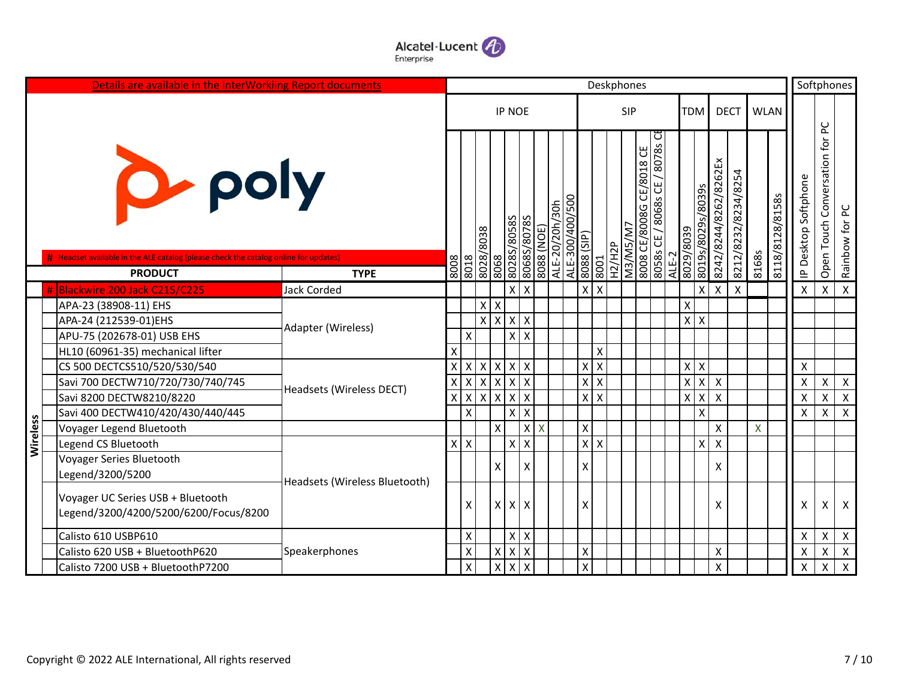Details are available in the InterWorkiing Report documents

# poly

\# Headset available in the ALE catalog (please check the catalog online for updates)

| | | PRODUCT | TYPE | Deskphones | | | | | | | | | | | | | | | | | | | | | | Softphones | | |
|---|---|---|---|---|---|---|---|---|---|---|---|---|---|---|---|---|---|---|---|---|---|---|---|---|---|---|---|---|
| | | | | IP NOE | | | | | | | | | SIP | | | | | | | TDM | | DECT | | WLAN | | | | |
| | | | | 8008 | 8018 | 8028/8038 | 8068 | 8028S/8058S | 8068S/8078S | 8088 (NOE) | ALE-20/20h/30h | ALE-300/400/500 | 8088 (SIP) | 8001 | H2/H2P | M3/M5/M7 | 8008 CE/8008G CE/8018 CE | 8058s CE / 8068s CE / 8078s CE | ALE-2 | 8029/8039 | 8019s/8029s/8039s | 8242/8244/8262/8262Ex | 8212/8232/8234/8254 | 8168s | 8118/8128/8158s | IP Desktop Softphone | Open Touch Conversation for PC | Rainbow for PC |
| | # | Blackwire 200 Jack C215/C225 | Jack Corded | | | | | X | X | | | | X | X | | | | | | | X | X | X | | | X | X | X |
| Wireless | | APA-23 (38908-11) EHS | Adapter (Wireless) | | | X | X | | | | | | | | | | | | | X | | | | | | | | |
| Wireless | | APA-24 (212539-01)EHS | Adapter (Wireless) | | | X | X | X | X | | | | | | | | | | | X | X | | | | | | | |
| Wireless | | APU-75 (202678-01) USB EHS | Adapter (Wireless) | | X | | | X | X | | | | | | | | | | | | | | | | | | | |
| Wireless | | HL10 (60961-35) mechanical lifter | Adapter (Wireless) | X | | | | | | | | | | X | | | | | | | | | | | | | | |
| Wireless | | CS 500 DECTCS510/520/530/540 | Headsets (Wireless DECT) | X | X | X | X | X | X | | | | X | X | | | | | | X | X | | | | | X | | |
| Wireless | | Savi 700 DECTW710/720/730/740/745 | Headsets (Wireless DECT) | X | X | X | X | X | X | | | | X | X | | | | | | X | X | X | | | | X | X | X |
| Wireless | | Savi 8200 DECTW8210/8220 | Headsets (Wireless DECT) | X | X | X | X | X | X | | | | X | X | | | | | | X | X | X | | | | X | X | X |
| Wireless | | Savi 400 DECTW410/420/430/440/445 | Headsets (Wireless DECT) | | X | | | X | X | | | | | | | | | | | | X | | | | | X | X | X |
| Wireless | | Voyager Legend Bluetooth | | | | | X | | X | X | | | X | | | | | | | | | X | | X | | | | |
| Wireless | | Legend CS Bluetooth | Headsets (Wireless Bluetooth) | X | X | | | X | X | | | | X | X | | | | | | | X | X | | | | | | |
| Wireless | | Voyager Series Bluetooth Legend/3200/5200 | Headsets (Wireless Bluetooth) | | | | X | | X | | | | X | | | | | | | | | X | | | | | | |
| Wireless | | Voyager UC Series USB + Bluetooth Legend/3200/4200/5200/6200/Focus/8200 | Headsets (Wireless Bluetooth) | | X | | X | X | X | | | | X | | | | | | | | | X | | | | X | X | X |
| Wireless | | Calisto 610 USBP610 | Speakerphones | | X | | | X | X | | | | | | | | | | | | | | | | | X | X | X |
| Wireless | | Calisto 620 USB + BluetoothP620 | Speakerphones | | X | | X | X | X | | | | X | | | | | | | | | X | | | | X | X | X |
| Wireless | | Calisto 7200 USB + BluetoothP7200 | Speakerphones | | X | | X | X | X | | | | X | | | | | | | | | X | | | | X | X | X |

Copyright © 2022 ALE International, All rights reserved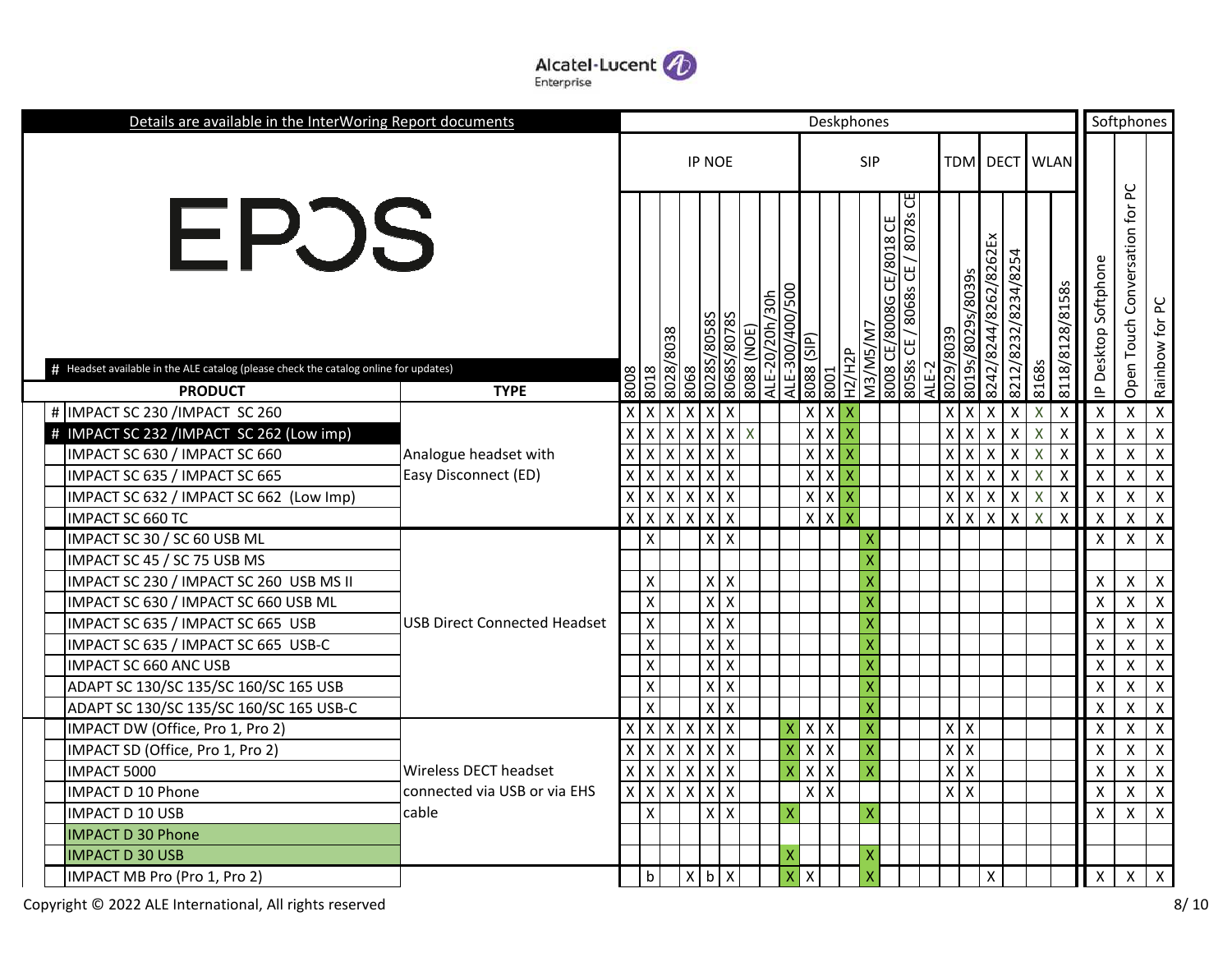Details are available in the InterWoring Report documents

EPOS

# Headset available in the ALE catalog (please check the catalog online for updates)

| # | PRODUCT | TYPE | Deskphones | | | | | | | | | | | | | | | | | | | | | | Softphones | | |
|---|---|---|---|---|---|---|---|---|---|---|---|---|---|---|---|---|---|---|---|---|---|---|---|---|---|---|---|
| | | | IP NOE | | | | | | | | | SIP | | | | | | | TDM | | DECT | | WLAN | | | | |
| | | | 8008 | 8018 | 8028/8038 | 8068 | 8028S/8058S | 8068S/8078S | 8088 (NOE) | ALE-20/20h/30h | ALE-300/400/500 | 8088 (SIP) | 8001 | H2/H2P | M3/M5/M7 | 8008 CE/8008G CE/8018 CE | 8058s CE / 8068s CE / 8078s CE | ALE-2 | 8029/8039 | 8019s/8029s/8039s | 8242/8244/8262/8262Ex | 8212/8232/8234/8254 | 8168s | 8118/8128/8158s | IP Desktop Softphone | Open Touch Conversation for PC | Rainbow for PC |
| # | IMPACT SC 230 /IMPACT SC 260 | Analogue headset with Easy Disconnect (ED) | X | X | X | X | X | X | | | | X | X | X | | | | | X | X | X | X | X | X | X | X | X |
| # | IMPACT SC 232 /IMPACT SC 262 (Low imp) | | X | X | X | X | X | X | X | | | X | X | X | | | | | X | X | X | X | X | X | X | X | X |
| | IMPACT SC 630 / IMPACT SC 660 | | X | X | X | X | X | X | | | | X | X | X | | | | | X | X | X | X | X | X | X | X | X |
| | IMPACT SC 635 / IMPACT SC 665 | | X | X | X | X | X | X | | | | X | X | X | | | | | X | X | X | X | X | X | X | X | X |
| | IMPACT SC 632 / IMPACT SC 662 (Low Imp) | | X | X | X | X | X | X | | | | X | X | X | | | | | X | X | X | X | X | X | X | X | X |
| | IMPACT SC 660 TC | | X | X | X | X | X | X | | | | X | X | X | | | | | X | X | X | X | X | X | X | X | X |
| | IMPACT SC 30 / SC 60 USB ML | USB Direct Connected Headset | | X | | | X | X | | | | | | | X | | | | | | | | | | X | X | X |
| | IMPACT SC 45 / SC 75 USB MS | | | | | | | | | | | | | | X | | | | | | | | | | | | |
| | IMPACT SC 230 / IMPACT SC 260 USB MS II | | | X | | | X | X | | | | | | | X | | | | | | | | | | X | X | X |
| | IMPACT SC 630 / IMPACT SC 660 USB ML | | | X | | | X | X | | | | | | | X | | | | | | | | | | X | X | X |
| | IMPACT SC 635 / IMPACT SC 665 USB | | | X | | | X | X | | | | | | | X | | | | | | | | | | X | X | X |
| | IMPACT SC 635 / IMPACT SC 665 USB-C | | | X | | | X | X | | | | | | | X | | | | | | | | | | X | X | X |
| | IMPACT SC 660 ANC USB | | | X | | | X | X | | | | | | | X | | | | | | | | | | X | X | X |
| | ADAPT SC 130/SC 135/SC 160/SC 165 USB | | | X | | | X | X | | | | | | | X | | | | | | | | | | X | X | X |
| | ADAPT SC 130/SC 135/SC 160/SC 165 USB-C | | | X | | | X | X | | | | | | | X | | | | | | | | | | X | X | X |
| | IMPACT DW (Office, Pro 1, Pro 2) | Wireless DECT headset connected via USB or via EHS cable | X | X | X | X | X | X | | | X | X | X | | X | | | | X | X | | | | | X | X | X |
| | IMPACT SD (Office, Pro 1, Pro 2) | | X | X | X | X | X | X | | | X | X | X | | X | | | | X | X | | | | | X | X | X |
| | IMPACT 5000 | | X | X | X | X | X | X | | | X | X | X | | X | | | | X | X | | | | | X | X | X |
| | IMPACT D 10 Phone | | X | X | X | X | X | X | | | | X | X | | | | | | X | X | | | | | X | X | X |
| | IMPACT D 10 USB | | | X | | | X | X | | | X | | | | X | | | | | | | | | | X | X | X |
| | IMPACT D 30 Phone | | | | | | | | | | | | | | | | | | | | | | | | | | |
| | IMPACT D 30 USB | | | | | | | | | | X | | | | X | | | | | | | | | | | | |
| | IMPACT MB Pro (Pro 1, Pro 2) | | | b | | X | b | X | | | X | X | | | X | | | | | | X | | | | X | X | X |

Copyright © 2022 ALE International, All rights reserved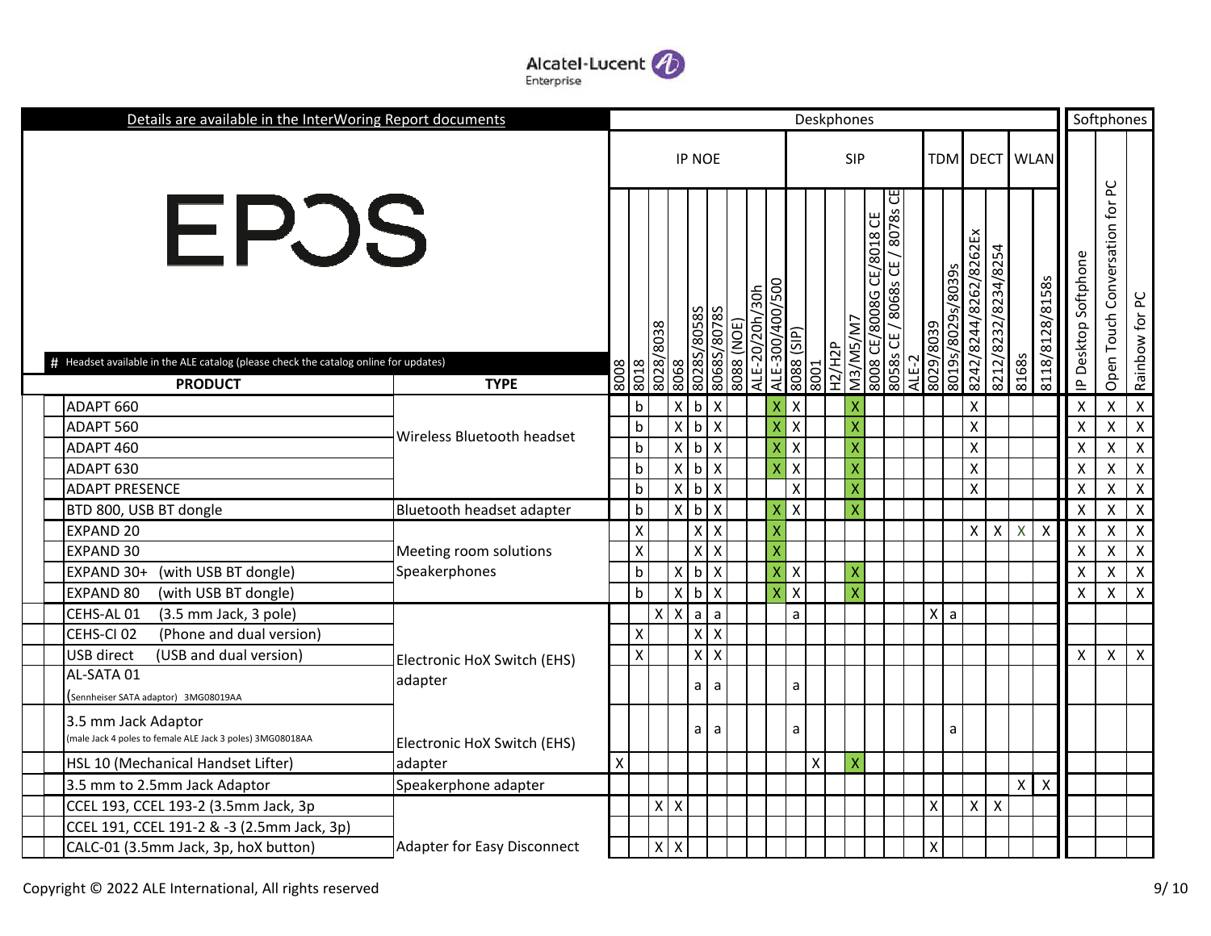**EPOS**

Details are available in the InterWoring Report documents

# Headset available in the ALE catalog (please check the catalog online for updates)

| PRODUCT | TYPE | Deskphones | | | | | | | | | | | | | | | | | | | | | | Softphones | | |
|---|---|---|---|---|---|---|---|---|---|---|---|---|---|---|---|---|---|---|---|---|---|---|---|---|---|---|
| | | IP NOE | | | | | | | | | SIP | | | | | | | TDM | | DECT | | WLAN | | | | |
| | | 8008 | 8018 | 8028/8038 | 8068 | 8028S/8058S | 8068S/8078S | 8088 (NOE) | ALE-20/20h/30h | ALE-300/400/500 | 8088 (SIP) | 8001 | H2/H2P | M3/M5/M7 | 8008 CE/8008G CE/8018 CE | 8058s CE / 8068s CE / 8078s CE | ALE-2 | 8029/8039 | 8019s/8029s/8039s | 8242/8244/8262/8262Ex | 8212/8232/8234/8254 | 8168s | 8118/8128/8158s | IP Desktop Softphone | Open Touch Conversation for PC | Rainbow for PC |
| ADAPT 660 | Wireless Bluetooth headset | | b | | X | b | X | | | X | X | | | X | | | | | | X | | | | X | X | X |
| ADAPT 560 | Wireless Bluetooth headset | | b | | X | b | X | | | X | X | | | X | | | | | | X | | | | X | X | X |
| ADAPT 460 | Wireless Bluetooth headset | | b | | X | b | X | | | X | X | | | X | | | | | | X | | | | X | X | X |
| ADAPT 630 | Wireless Bluetooth headset | | b | | X | b | X | | | X | X | | | X | | | | | | X | | | | X | X | X |
| ADAPT PRESENCE | Wireless Bluetooth headset | | b | | X | b | X | | | | X | | | X | | | | | | X | | | | X | X | X |
| BTD 800, USB BT dongle | Bluetooth headset adapter | | b | | X | b | X | | | X | X | | | X | | | | | | | | | | X | X | X |
| EXPAND 20 | Meeting room solutions Speakerphones | | X | | | X | X | | | X | | | | | | | | | | X | X | X | X | X | X | X |
| EXPAND 30 | Meeting room solutions Speakerphones | | X | | | X | X | | | X | | | | | | | | | | | | | | X | X | X |
| EXPAND 30+ (with USB BT dongle) | Meeting room solutions Speakerphones | | b | | X | b | X | | | X | X | | | X | | | | | | | | | | X | X | X |
| EXPAND 80 (with USB BT dongle) | Meeting room solutions Speakerphones | | b | | X | b | X | | | X | X | | | X | | | | | | | | | | X | X | X |
| CEHS-AL 01 (3.5 mm Jack, 3 pole) | Electronic HoX Switch (EHS) adapter | | | X | X | a | a | | | | a | | | | | | | X | a | | | | | | | |
| CEHS-CI 02 (Phone and dual version) | Electronic HoX Switch (EHS) adapter | | X | | | X | X | | | | | | | | | | | | | | | | | | | |
| USB direct (USB and dual version) | Electronic HoX Switch (EHS) adapter | | X | | | X | X | | | | | | | | | | | | | | | | | X | X | X |
| AL-SATA 01 (Sennheiser SATA adaptor) 3MG08019AA | Electronic HoX Switch (EHS) adapter | | | | | a | a | | | | a | | | | | | | | | | | | | | | |
| 3.5 mm Jack Adaptor (male Jack 4 poles to female ALE Jack 3 poles) 3MG08018AA | Electronic HoX Switch (EHS) adapter | | | | | a | a | | | | a | | | | | | | | a | | | | | | | |
| HSL 10 (Mechanical Handset Lifter) | Electronic HoX Switch (EHS) adapter | X | | | | | | | | | | X | | X | | | | | | | | | | | | |
| 3.5 mm to 2.5mm Jack Adaptor | Speakerphone adapter | | | | | | | | | | | | | | | | | | | | | X | X | | | |
| CCEL 193, CCEL 193-2 (3.5mm Jack, 3p | Adapter for Easy Disconnect | | | X | X | | | | | | | | | | | | | X | | X | X | | | | | |
| CCEL 191, CCEL 191-2 & -3 (2.5mm Jack, 3p) | Adapter for Easy Disconnect | | | | | | | | | | | | | | | | | | | | | | | | | |
| CALC-01 (3.5mm Jack, 3p, hoX button) | Adapter for Easy Disconnect | | | X | X | | | | | | | | | | | | | X | | | | | | | | |

Copyright © 2022 ALE International, All rights reserved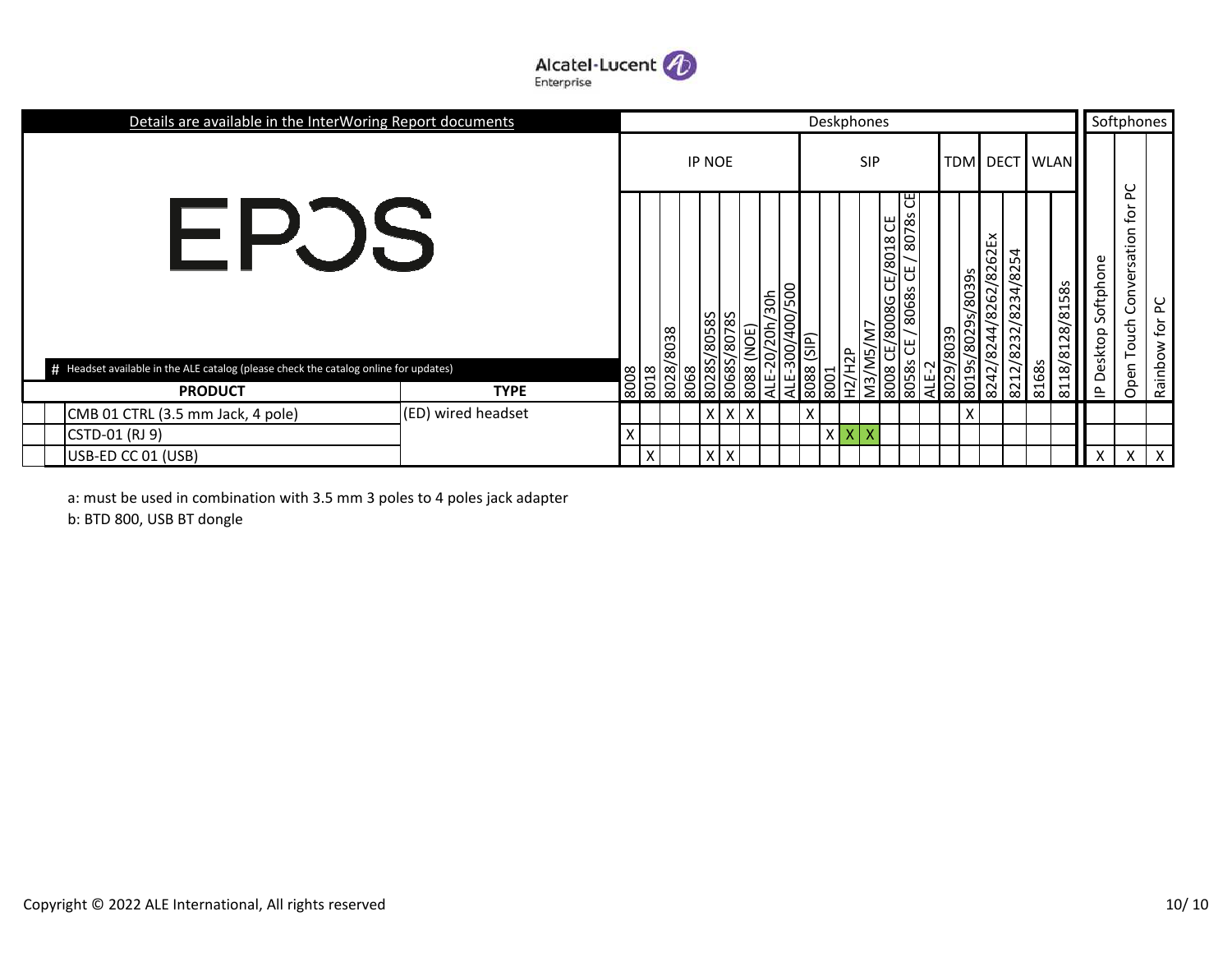Details are available in the InterWoring Report documents

# EPOS

# Headset available in the ALE catalog (please check the catalog online for updates)

| # | PRODUCT | TYPE | Deskphones | | | | | | | | | | | | | | | | | | | | | | | Softphones | | |
|---|---|---|---|---|---|---|---|---|---|---|---|---|---|---|---|---|---|---|---|---|---|---|---|---|---|---|---|---|
| | | | IP NOE | | | | | | | | | SIP | | | | | | | TDM | | DECT | | WLAN | | | | |
| | | | 8008 | 8018 | 8028/8038 | 8068 | 8028S/8058S | 8068S/8078S | 8088 (NOE) | ALE-20/20h/30h | ALE-300/400/500 | 8088 (SIP) | 8001 | H2/H2P | M3/M5/M7 | 8008 CE/8008G CE/8018 CE | 8058s CE / 8068s CE / 8078s CE | ALE-2 | 8029/8039 | 8019s/8029s/8039s | 8242/8244/8262/8262Ex | 8212/8232/8234/8254 | 8168s | 8118/8128/8158s | IP Desktop Softphone | Open Touch Conversation for PC | Rainbow for PC |
| | CMB 01 CTRL (3.5 mm Jack, 4 pole) | (ED) wired headset | | | | | X | X | X | | | X | | | | | | | | X | | | | | | | |
| | CSTD-01 (RJ 9) | | X | | | | | | | | | | X | X | X | | | | | | | | | | | | |
| | USB-ED CC 01 (USB) | | | X | | | X | X | | | | | | | | | | | | | | | | | X | X | X |

a: must be used in combination with 3.5 mm 3 poles to 4 poles jack adapter

b: BTD 800, USB BT dongle

Copyright © 2022 ALE International, All rights reserved